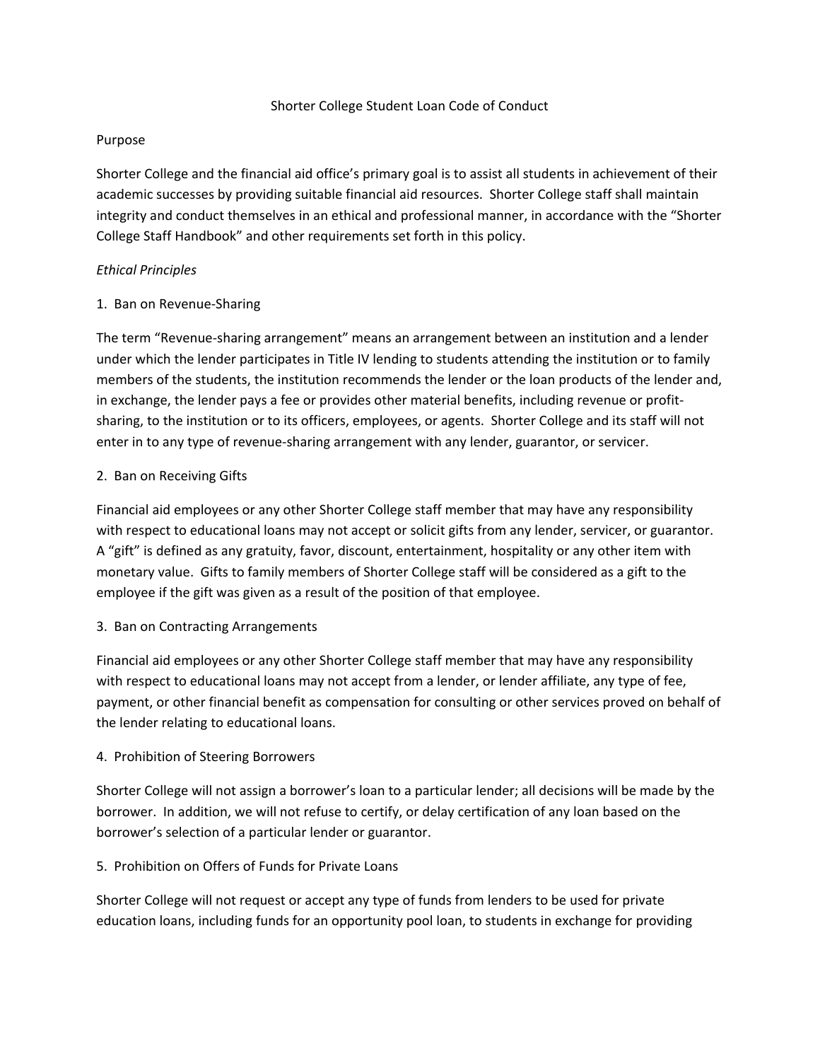# Shorter College Student Loan Code of Conduct

## Purpose

Shorter College and the financial aid office's primary goal is to assist all students in achievement of their academic successes by providing suitable financial aid resources. Shorter College staff shall maintain integrity and conduct themselves in an ethical and professional manner, in accordance with the "Shorter College Staff Handbook" and other requirements set forth in this policy.

*Ethical Principles*

### 1. Ban on Revenue-Sharing

The term "Revenue-sharing arrangement" means an arrangement between an institution and a lender under which the lender participates in Title IV lending to students attending the institution or to family members of the students, the institution recommends the lender or the loan products of the lender and, in exchange, the lender pays a fee or provides other material benefits, including revenue or profit-sharing, to the institution or to its officers, employees, or agents. Shorter College and its staff will not enter in to any type of revenue-sharing arrangement with any lender, guarantor, or servicer.

### 2. Ban on Receiving Gifts

Financial aid employees or any other Shorter College staff member that may have any responsibility with respect to educational loans may not accept or solicit gifts from any lender, servicer, or guarantor. A "gift" is defined as any gratuity, favor, discount, entertainment, hospitality or any other item with monetary value. Gifts to family members of Shorter College staff will be considered as a gift to the employee if the gift was given as a result of the position of that employee.

### 3. Ban on Contracting Arrangements

Financial aid employees or any other Shorter College staff member that may have any responsibility with respect to educational loans may not accept from a lender, or lender affiliate, any type of fee, payment, or other financial benefit as compensation for consulting or other services proved on behalf of the lender relating to educational loans.

### 4. Prohibition of Steering Borrowers

Shorter College will not assign a borrower's loan to a particular lender; all decisions will be made by the borrower. In addition, we will not refuse to certify, or delay certification of any loan based on the borrower's selection of a particular lender or guarantor.

### 5. Prohibition on Offers of Funds for Private Loans

Shorter College will not request or accept any type of funds from lenders to be used for private education loans, including funds for an opportunity pool loan, to students in exchange for providing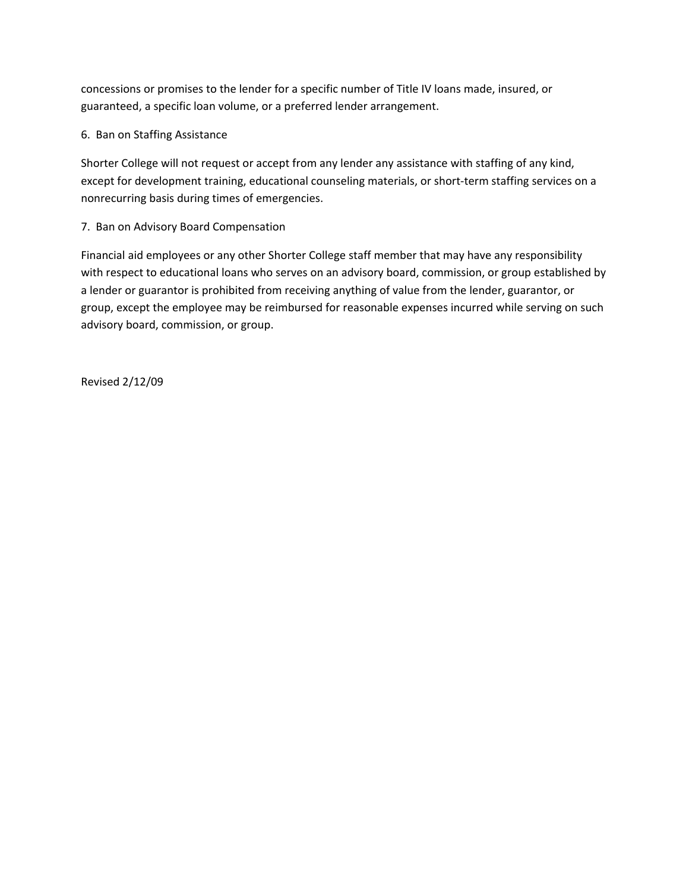concessions or promises to the lender for a specific number of Title IV loans made, insured, or guaranteed, a specific loan volume, or a preferred lender arrangement.

6. Ban on Staffing Assistance

Shorter College will not request or accept from any lender any assistance with staffing of any kind, except for development training, educational counseling materials, or short-term staffing services on a nonrecurring basis during times of emergencies.

7. Ban on Advisory Board Compensation

Financial aid employees or any other Shorter College staff member that may have any responsibility with respect to educational loans who serves on an advisory board, commission, or group established by a lender or guarantor is prohibited from receiving anything of value from the lender, guarantor, or group, except the employee may be reimbursed for reasonable expenses incurred while serving on such advisory board, commission, or group.

Revised 2/12/09